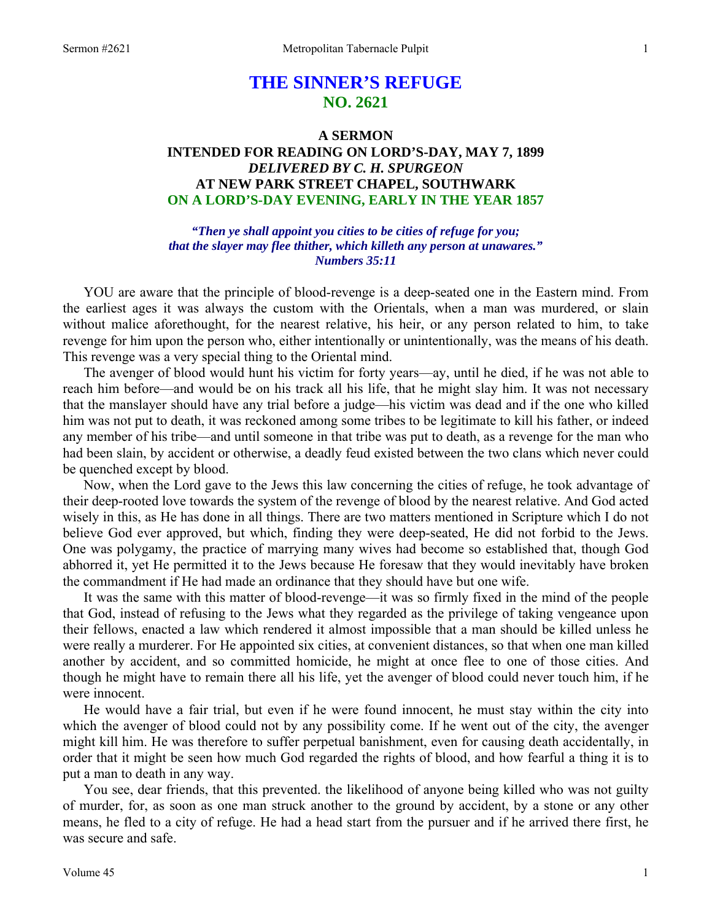# THE SINNER'S REFUGE
## NO. 2621

### A SERMON
### INTENDED FOR READING ON LORD'S-DAY, MAY 7, 1899
### *DELIVERED BY C. H. SPURGEON*
### AT NEW PARK STREET CHAPEL, SOUTHWARK
### ON A LORD'S-DAY EVENING, EARLY IN THE YEAR 1857

***"Then ye shall appoint you cities to be cities of refuge for you; that the slayer may flee thither, which killeth any person at unawares." Numbers 35:11***

YOU are aware that the principle of blood-revenge is a deep-seated one in the Eastern mind. From the earliest ages it was always the custom with the Orientals, when a man was murdered, or slain without malice aforethought, for the nearest relative, his heir, or any person related to him, to take revenge for him upon the person who, either intentionally or unintentionally, was the means of his death. This revenge was a very special thing to the Oriental mind.

The avenger of blood would hunt his victim for forty years—ay, until he died, if he was not able to reach him before—and would be on his track all his life, that he might slay him. It was not necessary that the manslayer should have any trial before a judge—his victim was dead and if the one who killed him was not put to death, it was reckoned among some tribes to be legitimate to kill his father, or indeed any member of his tribe—and until someone in that tribe was put to death, as a revenge for the man who had been slain, by accident or otherwise, a deadly feud existed between the two clans which never could be quenched except by blood.

Now, when the Lord gave to the Jews this law concerning the cities of refuge, he took advantage of their deep-rooted love towards the system of the revenge of blood by the nearest relative. And God acted wisely in this, as He has done in all things. There are two matters mentioned in Scripture which I do not believe God ever approved, but which, finding they were deep-seated, He did not forbid to the Jews. One was polygamy, the practice of marrying many wives had become so established that, though God abhorred it, yet He permitted it to the Jews because He foresaw that they would inevitably have broken the commandment if He had made an ordinance that they should have but one wife.

It was the same with this matter of blood-revenge—it was so firmly fixed in the mind of the people that God, instead of refusing to the Jews what they regarded as the privilege of taking vengeance upon their fellows, enacted a law which rendered it almost impossible that a man should be killed unless he were really a murderer. For He appointed six cities, at convenient distances, so that when one man killed another by accident, and so committed homicide, he might at once flee to one of those cities. And though he might have to remain there all his life, yet the avenger of blood could never touch him, if he were innocent.

He would have a fair trial, but even if he were found innocent, he must stay within the city into which the avenger of blood could not by any possibility come. If he went out of the city, the avenger might kill him. He was therefore to suffer perpetual banishment, even for causing death accidentally, in order that it might be seen how much God regarded the rights of blood, and how fearful a thing it is to put a man to death in any way.

You see, dear friends, that this prevented. the likelihood of anyone being killed who was not guilty of murder, for, as soon as one man struck another to the ground by accident, by a stone or any other means, he fled to a city of refuge. He had a head start from the pursuer and if he arrived there first, he was secure and safe.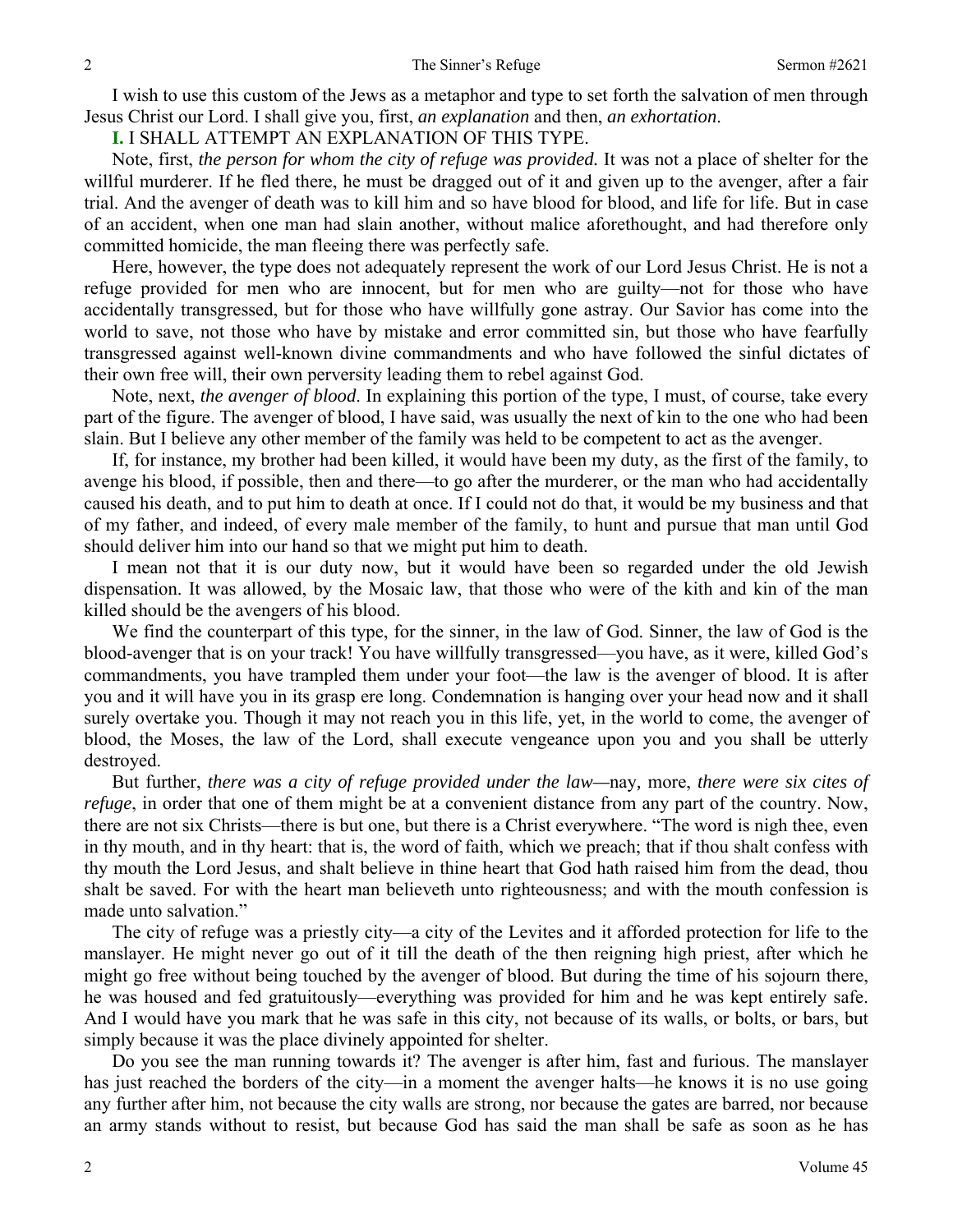I wish to use this custom of the Jews as a metaphor and type to set forth the salvation of men through Jesus Christ our Lord. I shall give you, first, *an explanation* and then, *an exhortation*.

**I.** I SHALL ATTEMPT AN EXPLANATION OF THIS TYPE.

Note, first, *the person for whom the city of refuge was provided.* It was not a place of shelter for the willful murderer. If he fled there, he must be dragged out of it and given up to the avenger, after a fair trial. And the avenger of death was to kill him and so have blood for blood, and life for life. But in case of an accident, when one man had slain another, without malice aforethought, and had therefore only committed homicide, the man fleeing there was perfectly safe.

Here, however, the type does not adequately represent the work of our Lord Jesus Christ. He is not a refuge provided for men who are innocent, but for men who are guilty—not for those who have accidentally transgressed, but for those who have willfully gone astray. Our Savior has come into the world to save, not those who have by mistake and error committed sin, but those who have fearfully transgressed against well-known divine commandments and who have followed the sinful dictates of their own free will, their own perversity leading them to rebel against God.

Note, next, *the avenger of blood*. In explaining this portion of the type, I must, of course, take every part of the figure. The avenger of blood, I have said, was usually the next of kin to the one who had been slain. But I believe any other member of the family was held to be competent to act as the avenger.

If, for instance, my brother had been killed, it would have been my duty, as the first of the family, to avenge his blood, if possible, then and there—to go after the murderer, or the man who had accidentally caused his death, and to put him to death at once. If I could not do that, it would be my business and that of my father, and indeed, of every male member of the family, to hunt and pursue that man until God should deliver him into our hand so that we might put him to death.

I mean not that it is our duty now, but it would have been so regarded under the old Jewish dispensation. It was allowed, by the Mosaic law, that those who were of the kith and kin of the man killed should be the avengers of his blood.

We find the counterpart of this type, for the sinner, in the law of God. Sinner, the law of God is the blood-avenger that is on your track! You have willfully transgressed—you have, as it were, killed God's commandments, you have trampled them under your foot—the law is the avenger of blood. It is after you and it will have you in its grasp ere long. Condemnation is hanging over your head now and it shall surely overtake you. Though it may not reach you in this life, yet, in the world to come, the avenger of blood, the Moses, the law of the Lord, shall execute vengeance upon you and you shall be utterly destroyed.

But further, *there was a city of refuge provided under the law*—nay*,* more, *there were six cites of refuge*, in order that one of them might be at a convenient distance from any part of the country. Now, there are not six Christs—there is but one, but there is a Christ everywhere. "The word is nigh thee, even in thy mouth, and in thy heart: that is, the word of faith, which we preach; that if thou shalt confess with thy mouth the Lord Jesus, and shalt believe in thine heart that God hath raised him from the dead, thou shalt be saved. For with the heart man believeth unto righteousness; and with the mouth confession is made unto salvation."

The city of refuge was a priestly city—a city of the Levites and it afforded protection for life to the manslayer. He might never go out of it till the death of the then reigning high priest, after which he might go free without being touched by the avenger of blood. But during the time of his sojourn there, he was housed and fed gratuitously—everything was provided for him and he was kept entirely safe. And I would have you mark that he was safe in this city, not because of its walls, or bolts, or bars, but simply because it was the place divinely appointed for shelter.

Do you see the man running towards it? The avenger is after him, fast and furious. The manslayer has just reached the borders of the city—in a moment the avenger halts—he knows it is no use going any further after him, not because the city walls are strong, nor because the gates are barred, nor because an army stands without to resist, but because God has said the man shall be safe as soon as he has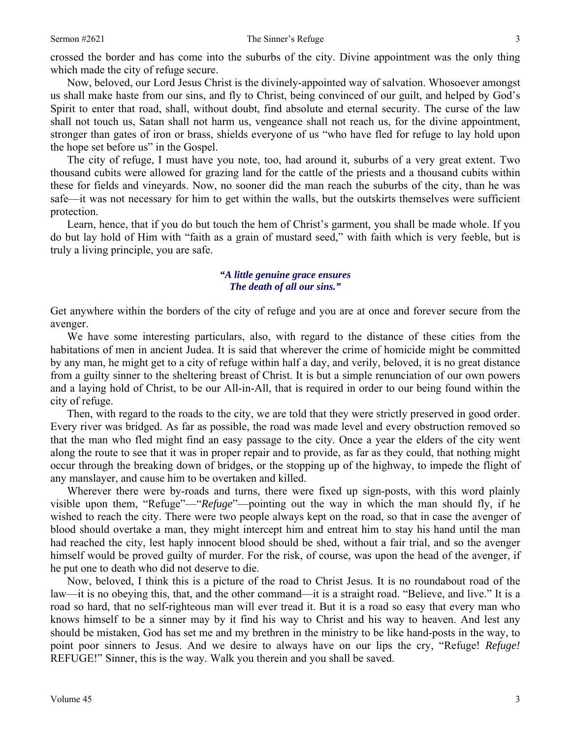crossed the border and has come into the suburbs of the city. Divine appointment was the only thing which made the city of refuge secure.

Now, beloved, our Lord Jesus Christ is the divinely-appointed way of salvation. Whosoever amongst us shall make haste from our sins, and fly to Christ, being convinced of our guilt, and helped by God's Spirit to enter that road, shall, without doubt, find absolute and eternal security. The curse of the law shall not touch us, Satan shall not harm us, vengeance shall not reach us, for the divine appointment, stronger than gates of iron or brass, shields everyone of us "who have fled for refuge to lay hold upon the hope set before us" in the Gospel.

The city of refuge, I must have you note, too, had around it, suburbs of a very great extent. Two thousand cubits were allowed for grazing land for the cattle of the priests and a thousand cubits within these for fields and vineyards. Now, no sooner did the man reach the suburbs of the city, than he was safe—it was not necessary for him to get within the walls, but the outskirts themselves were sufficient protection.

Learn, hence, that if you do but touch the hem of Christ's garment, you shall be made whole. If you do but lay hold of Him with "faith as a grain of mustard seed," with faith which is very feeble, but is truly a living principle, you are safe.

*"A little genuine grace ensures*
*The death of all our sins."*

Get anywhere within the borders of the city of refuge and you are at once and forever secure from the avenger.

We have some interesting particulars, also, with regard to the distance of these cities from the habitations of men in ancient Judea. It is said that wherever the crime of homicide might be committed by any man, he might get to a city of refuge within half a day, and verily, beloved, it is no great distance from a guilty sinner to the sheltering breast of Christ. It is but a simple renunciation of our own powers and a laying hold of Christ, to be our All-in-All, that is required in order to our being found within the city of refuge.

Then, with regard to the roads to the city, we are told that they were strictly preserved in good order. Every river was bridged. As far as possible, the road was made level and every obstruction removed so that the man who fled might find an easy passage to the city. Once a year the elders of the city went along the route to see that it was in proper repair and to provide, as far as they could, that nothing might occur through the breaking down of bridges, or the stopping up of the highway, to impede the flight of any manslayer, and cause him to be overtaken and killed.

Wherever there were by-roads and turns, there were fixed up sign-posts, with this word plainly visible upon them, "Refuge"—"*Refuge*"—pointing out the way in which the man should fly, if he wished to reach the city. There were two people always kept on the road, so that in case the avenger of blood should overtake a man, they might intercept him and entreat him to stay his hand until the man had reached the city, lest haply innocent blood should be shed, without a fair trial, and so the avenger himself would be proved guilty of murder. For the risk, of course, was upon the head of the avenger, if he put one to death who did not deserve to die.

Now, beloved, I think this is a picture of the road to Christ Jesus. It is no roundabout road of the law—it is no obeying this, that, and the other command—it is a straight road. "Believe, and live." It is a road so hard, that no self-righteous man will ever tread it. But it is a road so easy that every man who knows himself to be a sinner may by it find his way to Christ and his way to heaven. And lest any should be mistaken, God has set me and my brethren in the ministry to be like hand-posts in the way, to point poor sinners to Jesus. And we desire to always have on our lips the cry, "Refuge! *Refuge!* REFUGE!" Sinner, this is the way. Walk you therein and you shall be saved.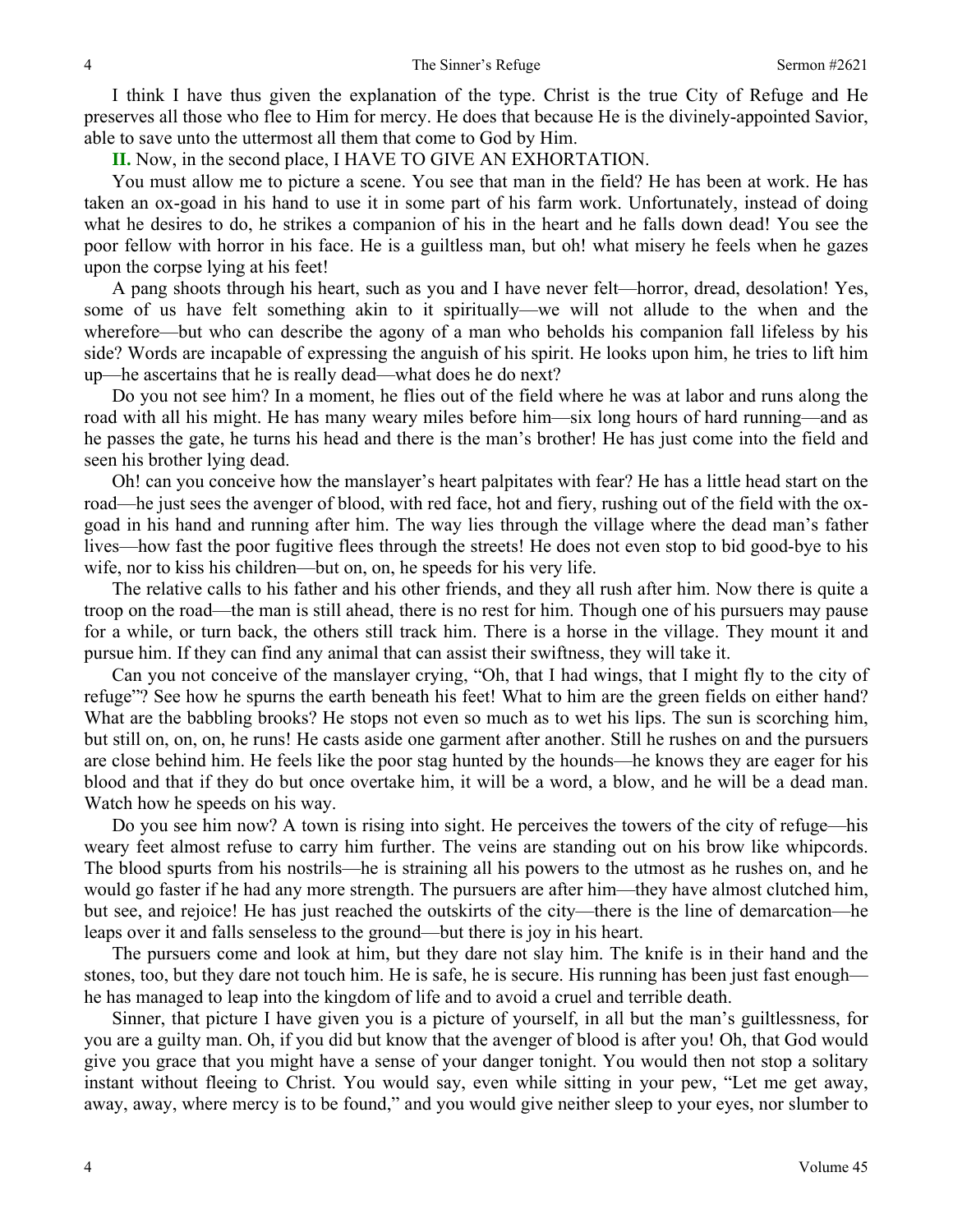I think I have thus given the explanation of the type. Christ is the true City of Refuge and He preserves all those who flee to Him for mercy. He does that because He is the divinely-appointed Savior, able to save unto the uttermost all them that come to God by Him.

**II.** Now, in the second place, I HAVE TO GIVE AN EXHORTATION.

You must allow me to picture a scene. You see that man in the field? He has been at work. He has taken an ox-goad in his hand to use it in some part of his farm work. Unfortunately, instead of doing what he desires to do, he strikes a companion of his in the heart and he falls down dead! You see the poor fellow with horror in his face. He is a guiltless man, but oh! what misery he feels when he gazes upon the corpse lying at his feet!

A pang shoots through his heart, such as you and I have never felt—horror, dread, desolation! Yes, some of us have felt something akin to it spiritually—we will not allude to the when and the wherefore—but who can describe the agony of a man who beholds his companion fall lifeless by his side? Words are incapable of expressing the anguish of his spirit. He looks upon him, he tries to lift him up—he ascertains that he is really dead—what does he do next?

Do you not see him? In a moment, he flies out of the field where he was at labor and runs along the road with all his might. He has many weary miles before him—six long hours of hard running—and as he passes the gate, he turns his head and there is the man's brother! He has just come into the field and seen his brother lying dead.

Oh! can you conceive how the manslayer's heart palpitates with fear? He has a little head start on the road—he just sees the avenger of blood, with red face, hot and fiery, rushing out of the field with the ox-goad in his hand and running after him. The way lies through the village where the dead man's father lives—how fast the poor fugitive flees through the streets! He does not even stop to bid good-bye to his wife, nor to kiss his children—but on, on, he speeds for his very life.

The relative calls to his father and his other friends, and they all rush after him. Now there is quite a troop on the road—the man is still ahead, there is no rest for him. Though one of his pursuers may pause for a while, or turn back, the others still track him. There is a horse in the village. They mount it and pursue him. If they can find any animal that can assist their swiftness, they will take it.

Can you not conceive of the manslayer crying, "Oh, that I had wings, that I might fly to the city of refuge"? See how he spurns the earth beneath his feet! What to him are the green fields on either hand? What are the babbling brooks? He stops not even so much as to wet his lips. The sun is scorching him, but still on, on, on, he runs! He casts aside one garment after another. Still he rushes on and the pursuers are close behind him. He feels like the poor stag hunted by the hounds—he knows they are eager for his blood and that if they do but once overtake him, it will be a word, a blow, and he will be a dead man. Watch how he speeds on his way.

Do you see him now? A town is rising into sight. He perceives the towers of the city of refuge—his weary feet almost refuse to carry him further. The veins are standing out on his brow like whipcords. The blood spurts from his nostrils—he is straining all his powers to the utmost as he rushes on, and he would go faster if he had any more strength. The pursuers are after him—they have almost clutched him, but see, and rejoice! He has just reached the outskirts of the city—there is the line of demarcation—he leaps over it and falls senseless to the ground—but there is joy in his heart.

The pursuers come and look at him, but they dare not slay him. The knife is in their hand and the stones, too, but they dare not touch him. He is safe, he is secure. His running has been just fast enough—he has managed to leap into the kingdom of life and to avoid a cruel and terrible death.

Sinner, that picture I have given you is a picture of yourself, in all but the man's guiltlessness, for you are a guilty man. Oh, if you did but know that the avenger of blood is after you! Oh, that God would give you grace that you might have a sense of your danger tonight. You would then not stop a solitary instant without fleeing to Christ. You would say, even while sitting in your pew, "Let me get away, away, away, where mercy is to be found," and you would give neither sleep to your eyes, nor slumber to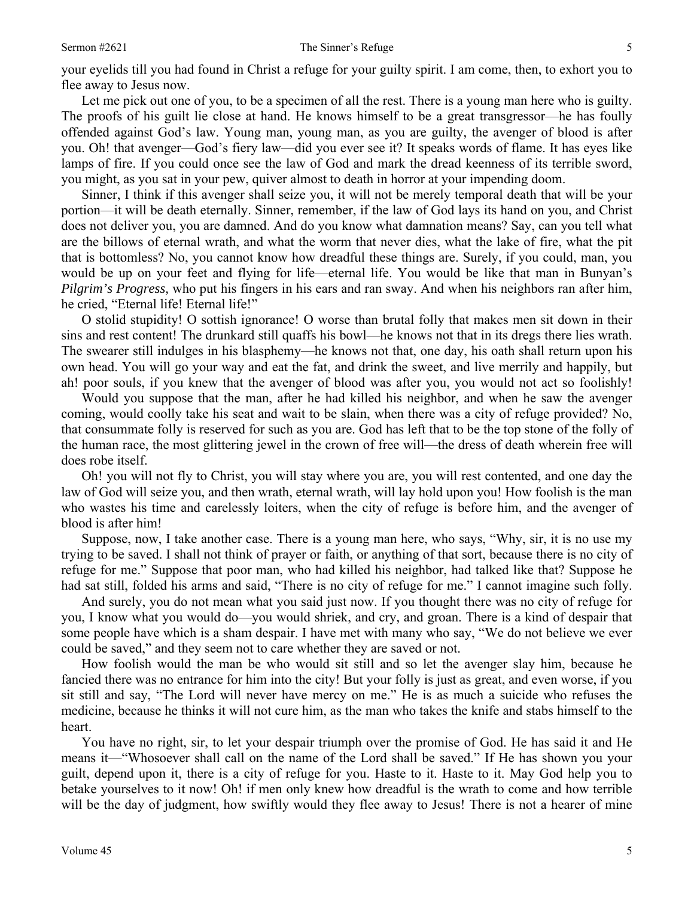your eyelids till you had found in Christ a refuge for your guilty spirit. I am come, then, to exhort you to flee away to Jesus now.

Let me pick out one of you, to be a specimen of all the rest. There is a young man here who is guilty. The proofs of his guilt lie close at hand. He knows himself to be a great transgressor—he has foully offended against God's law. Young man, young man, as you are guilty, the avenger of blood is after you. Oh! that avenger—God's fiery law—did you ever see it? It speaks words of flame. It has eyes like lamps of fire. If you could once see the law of God and mark the dread keenness of its terrible sword, you might, as you sat in your pew, quiver almost to death in horror at your impending doom.

Sinner, I think if this avenger shall seize you, it will not be merely temporal death that will be your portion—it will be death eternally. Sinner, remember, if the law of God lays its hand on you, and Christ does not deliver you, you are damned. And do you know what damnation means? Say, can you tell what are the billows of eternal wrath, and what the worm that never dies, what the lake of fire, what the pit that is bottomless? No, you cannot know how dreadful these things are. Surely, if you could, man, you would be up on your feet and flying for life—eternal life. You would be like that man in Bunyan's *Pilgrim's Progress,* who put his fingers in his ears and ran sway. And when his neighbors ran after him, he cried, "Eternal life! Eternal life!"

O stolid stupidity! O sottish ignorance! O worse than brutal folly that makes men sit down in their sins and rest content! The drunkard still quaffs his bowl—he knows not that in its dregs there lies wrath. The swearer still indulges in his blasphemy—he knows not that, one day, his oath shall return upon his own head. You will go your way and eat the fat, and drink the sweet, and live merrily and happily, but ah! poor souls, if you knew that the avenger of blood was after you, you would not act so foolishly!

Would you suppose that the man, after he had killed his neighbor, and when he saw the avenger coming, would coolly take his seat and wait to be slain, when there was a city of refuge provided? No, that consummate folly is reserved for such as you are. God has left that to be the top stone of the folly of the human race, the most glittering jewel in the crown of free will—the dress of death wherein free will does robe itself.

Oh! you will not fly to Christ, you will stay where you are, you will rest contented, and one day the law of God will seize you, and then wrath, eternal wrath, will lay hold upon you! How foolish is the man who wastes his time and carelessly loiters, when the city of refuge is before him, and the avenger of blood is after him!

Suppose, now, I take another case. There is a young man here, who says, "Why, sir, it is no use my trying to be saved. I shall not think of prayer or faith, or anything of that sort, because there is no city of refuge for me." Suppose that poor man, who had killed his neighbor, had talked like that? Suppose he had sat still, folded his arms and said, "There is no city of refuge for me." I cannot imagine such folly.

And surely, you do not mean what you said just now. If you thought there was no city of refuge for you, I know what you would do—you would shriek, and cry, and groan. There is a kind of despair that some people have which is a sham despair. I have met with many who say, "We do not believe we ever could be saved," and they seem not to care whether they are saved or not.

How foolish would the man be who would sit still and so let the avenger slay him, because he fancied there was no entrance for him into the city! But your folly is just as great, and even worse, if you sit still and say, "The Lord will never have mercy on me." He is as much a suicide who refuses the medicine, because he thinks it will not cure him, as the man who takes the knife and stabs himself to the heart.

You have no right, sir, to let your despair triumph over the promise of God. He has said it and He means it—"Whosoever shall call on the name of the Lord shall be saved." If He has shown you your guilt, depend upon it, there is a city of refuge for you. Haste to it. Haste to it. May God help you to betake yourselves to it now! Oh! if men only knew how dreadful is the wrath to come and how terrible will be the day of judgment, how swiftly would they flee away to Jesus! There is not a hearer of mine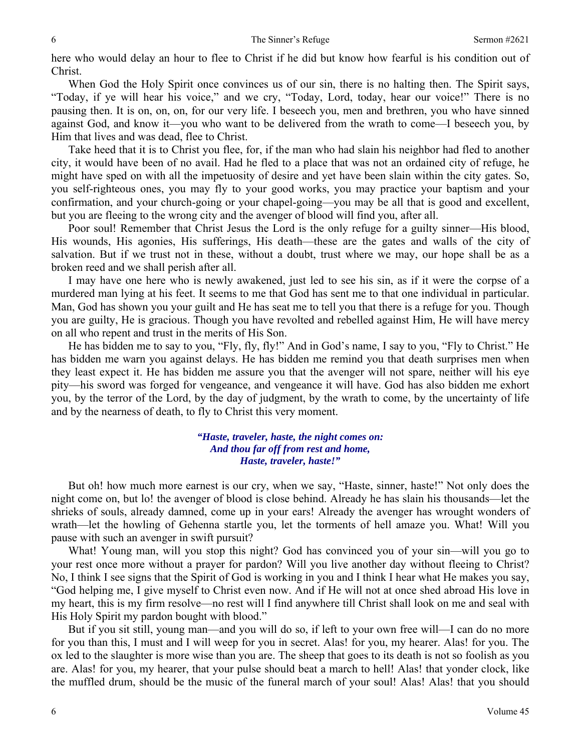here who would delay an hour to flee to Christ if he did but know how fearful is his condition out of Christ.

When God the Holy Spirit once convinces us of our sin, there is no halting then. The Spirit says, "Today, if ye will hear his voice," and we cry, "Today, Lord, today, hear our voice!" There is no pausing then. It is on, on, on, for our very life. I beseech you, men and brethren, you who have sinned against God, and know it—you who want to be delivered from the wrath to come—I beseech you, by Him that lives and was dead, flee to Christ.

Take heed that it is to Christ you flee, for, if the man who had slain his neighbor had fled to another city, it would have been of no avail. Had he fled to a place that was not an ordained city of refuge, he might have sped on with all the impetuosity of desire and yet have been slain within the city gates. So, you self-righteous ones, you may fly to your good works, you may practice your baptism and your confirmation, and your church-going or your chapel-going—you may be all that is good and excellent, but you are fleeing to the wrong city and the avenger of blood will find you, after all.

Poor soul! Remember that Christ Jesus the Lord is the only refuge for a guilty sinner—His blood, His wounds, His agonies, His sufferings, His death—these are the gates and walls of the city of salvation. But if we trust not in these, without a doubt, trust where we may, our hope shall be as a broken reed and we shall perish after all.

I may have one here who is newly awakened, just led to see his sin, as if it were the corpse of a murdered man lying at his feet. It seems to me that God has sent me to that one individual in particular. Man, God has shown you your guilt and He has seat me to tell you that there is a refuge for you. Though you are guilty, He is gracious. Though you have revolted and rebelled against Him, He will have mercy on all who repent and trust in the merits of His Son.

He has bidden me to say to you, "Fly, fly, fly!" And in God's name, I say to you, "Fly to Christ." He has bidden me warn you against delays. He has bidden me remind you that death surprises men when they least expect it. He has bidden me assure you that the avenger will not spare, neither will his eye pity—his sword was forged for vengeance, and vengeance it will have. God has also bidden me exhort you, by the terror of the Lord, by the day of judgment, by the wrath to come, by the uncertainty of life and by the nearness of death, to fly to Christ this very moment.

> ***"Haste, traveler, haste, the night comes on:***
> ***And thou far off from rest and home,***
> ***Haste, traveler, haste!"***

But oh! how much more earnest is our cry, when we say, "Haste, sinner, haste!" Not only does the night come on, but lo! the avenger of blood is close behind. Already he has slain his thousands—let the shrieks of souls, already damned, come up in your ears! Already the avenger has wrought wonders of wrath—let the howling of Gehenna startle you, let the torments of hell amaze you. What! Will you pause with such an avenger in swift pursuit?

What! Young man, will you stop this night? God has convinced you of your sin—will you go to your rest once more without a prayer for pardon? Will you live another day without fleeing to Christ? No, I think I see signs that the Spirit of God is working in you and I think I hear what He makes you say, "God helping me, I give myself to Christ even now. And if He will not at once shed abroad His love in my heart, this is my firm resolve—no rest will I find anywhere till Christ shall look on me and seal with His Holy Spirit my pardon bought with blood."

But if you sit still, young man—and you will do so, if left to your own free will—I can do no more for you than this, I must and I will weep for you in secret. Alas! for you, my hearer. Alas! for you. The ox led to the slaughter is more wise than you are. The sheep that goes to its death is not so foolish as you are. Alas! for you, my hearer, that your pulse should beat a march to hell! Alas! that yonder clock, like the muffled drum, should be the music of the funeral march of your soul! Alas! Alas! that you should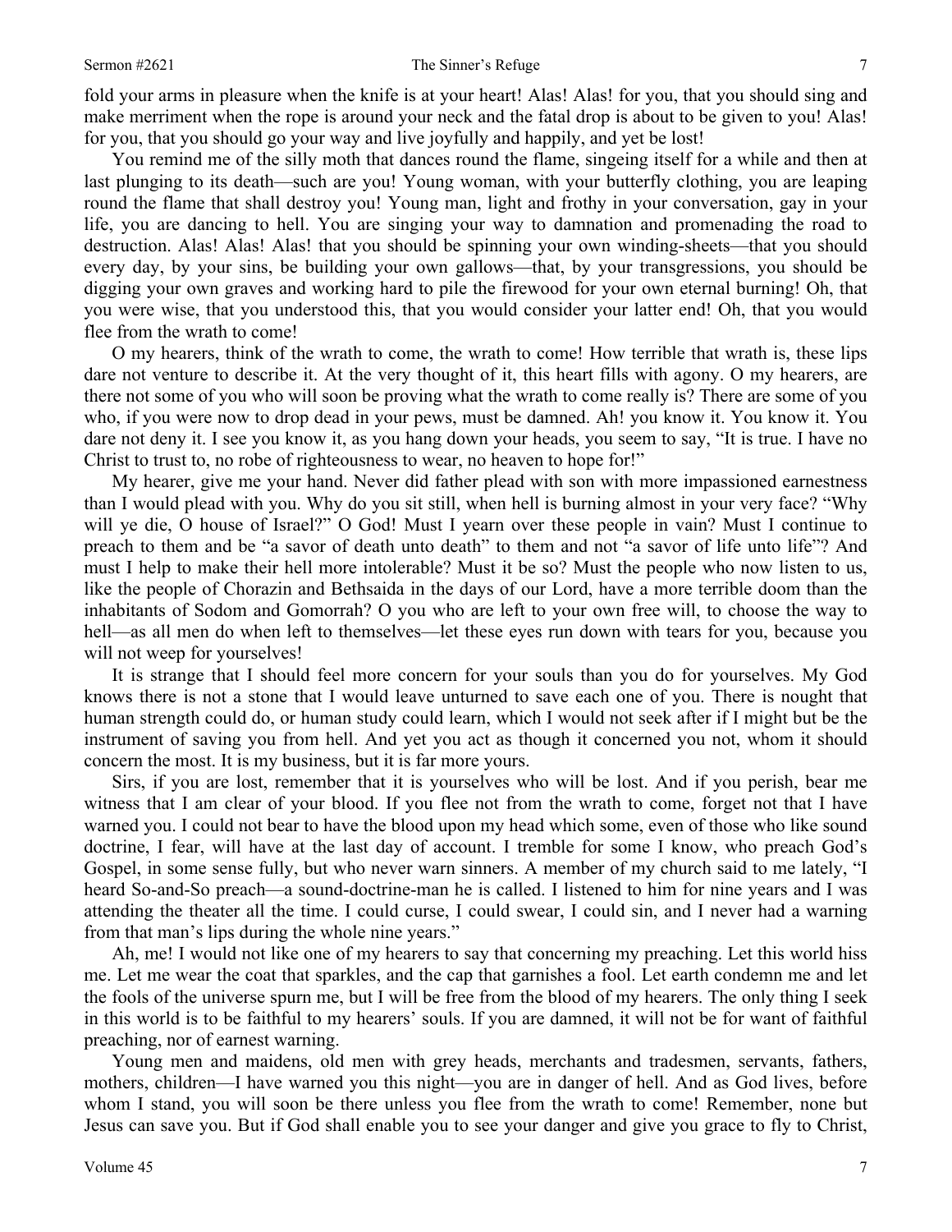fold your arms in pleasure when the knife is at your heart! Alas! Alas! for you, that you should sing and make merriment when the rope is around your neck and the fatal drop is about to be given to you! Alas! for you, that you should go your way and live joyfully and happily, and yet be lost!

You remind me of the silly moth that dances round the flame, singeing itself for a while and then at last plunging to its death—such are you! Young woman, with your butterfly clothing, you are leaping round the flame that shall destroy you! Young man, light and frothy in your conversation, gay in your life, you are dancing to hell. You are singing your way to damnation and promenading the road to destruction. Alas! Alas! Alas! that you should be spinning your own winding-sheets—that you should every day, by your sins, be building your own gallows—that, by your transgressions, you should be digging your own graves and working hard to pile the firewood for your own eternal burning! Oh, that you were wise, that you understood this, that you would consider your latter end! Oh, that you would flee from the wrath to come!

O my hearers, think of the wrath to come, the wrath to come! How terrible that wrath is, these lips dare not venture to describe it. At the very thought of it, this heart fills with agony. O my hearers, are there not some of you who will soon be proving what the wrath to come really is? There are some of you who, if you were now to drop dead in your pews, must be damned. Ah! you know it. You know it. You dare not deny it. I see you know it, as you hang down your heads, you seem to say, "It is true. I have no Christ to trust to, no robe of righteousness to wear, no heaven to hope for!"

My hearer, give me your hand. Never did father plead with son with more impassioned earnestness than I would plead with you. Why do you sit still, when hell is burning almost in your very face? "Why will ye die, O house of Israel?" O God! Must I yearn over these people in vain? Must I continue to preach to them and be "a savor of death unto death" to them and not "a savor of life unto life"? And must I help to make their hell more intolerable? Must it be so? Must the people who now listen to us, like the people of Chorazin and Bethsaida in the days of our Lord, have a more terrible doom than the inhabitants of Sodom and Gomorrah? O you who are left to your own free will, to choose the way to hell—as all men do when left to themselves—let these eyes run down with tears for you, because you will not weep for yourselves!

It is strange that I should feel more concern for your souls than you do for yourselves. My God knows there is not a stone that I would leave unturned to save each one of you. There is nought that human strength could do, or human study could learn, which I would not seek after if I might but be the instrument of saving you from hell. And yet you act as though it concerned you not, whom it should concern the most. It is my business, but it is far more yours.

Sirs, if you are lost, remember that it is yourselves who will be lost. And if you perish, bear me witness that I am clear of your blood. If you flee not from the wrath to come, forget not that I have warned you. I could not bear to have the blood upon my head which some, even of those who like sound doctrine, I fear, will have at the last day of account. I tremble for some I know, who preach God's Gospel, in some sense fully, but who never warn sinners. A member of my church said to me lately, "I heard So-and-So preach—a sound-doctrine-man he is called. I listened to him for nine years and I was attending the theater all the time. I could curse, I could swear, I could sin, and I never had a warning from that man's lips during the whole nine years."

Ah, me! I would not like one of my hearers to say that concerning my preaching. Let this world hiss me. Let me wear the coat that sparkles, and the cap that garnishes a fool. Let earth condemn me and let the fools of the universe spurn me, but I will be free from the blood of my hearers. The only thing I seek in this world is to be faithful to my hearers' souls. If you are damned, it will not be for want of faithful preaching, nor of earnest warning.

Young men and maidens, old men with grey heads, merchants and tradesmen, servants, fathers, mothers, children—I have warned you this night—you are in danger of hell. And as God lives, before whom I stand, you will soon be there unless you flee from the wrath to come! Remember, none but Jesus can save you. But if God shall enable you to see your danger and give you grace to fly to Christ,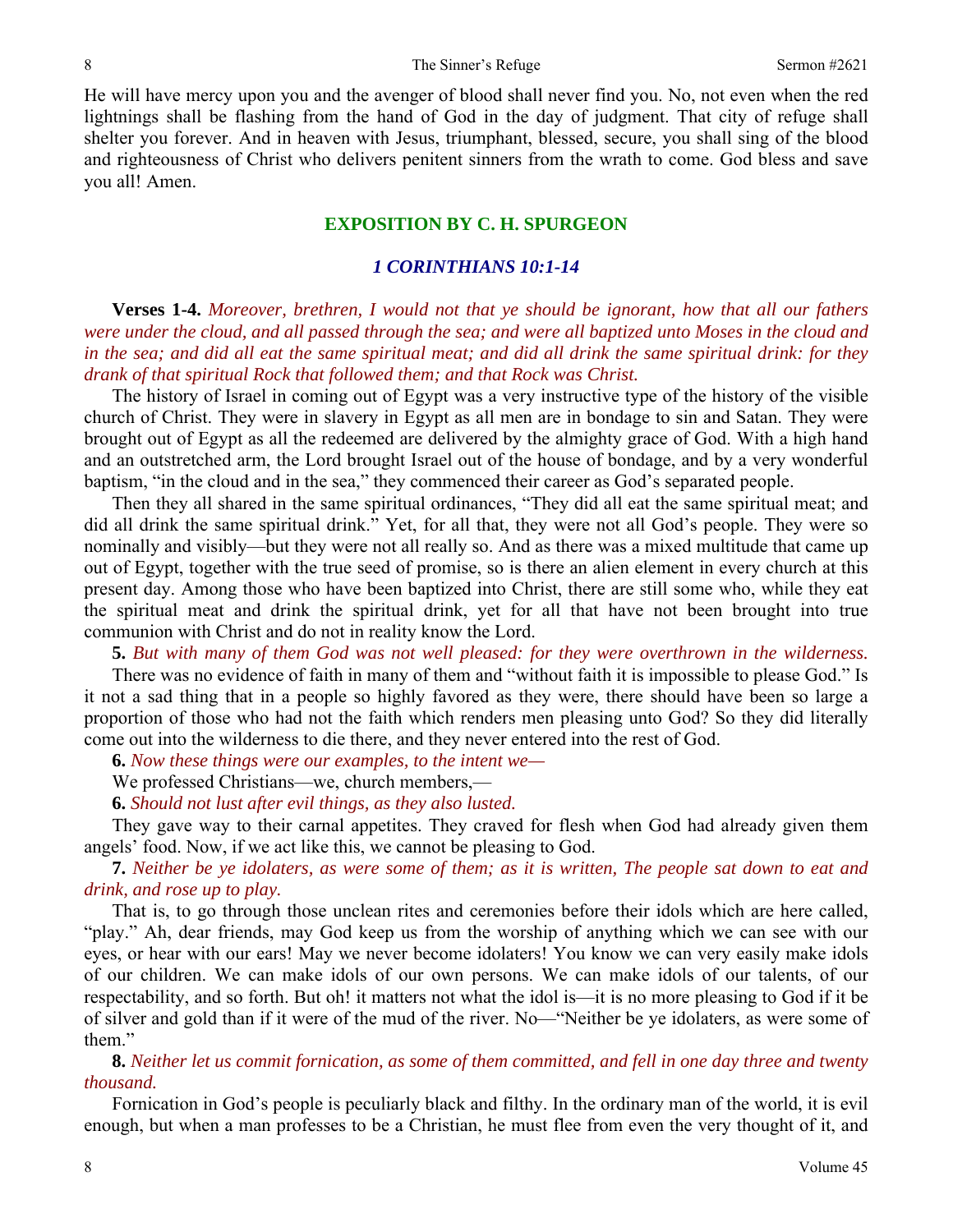He will have mercy upon you and the avenger of blood shall never find you. No, not even when the red lightnings shall be flashing from the hand of God in the day of judgment. That city of refuge shall shelter you forever. And in heaven with Jesus, triumphant, blessed, secure, you shall sing of the blood and righteousness of Christ who delivers penitent sinners from the wrath to come. God bless and save you all! Amen.

## EXPOSITION BY C. H. SPURGEON

### *1 CORINTHIANS 10:1-14*

**Verses 1-4.** *Moreover, brethren, I would not that ye should be ignorant, how that all our fathers were under the cloud, and all passed through the sea; and were all baptized unto Moses in the cloud and in the sea; and did all eat the same spiritual meat; and did all drink the same spiritual drink: for they drank of that spiritual Rock that followed them; and that Rock was Christ.*

The history of Israel in coming out of Egypt was a very instructive type of the history of the visible church of Christ. They were in slavery in Egypt as all men are in bondage to sin and Satan. They were brought out of Egypt as all the redeemed are delivered by the almighty grace of God. With a high hand and an outstretched arm, the Lord brought Israel out of the house of bondage, and by a very wonderful baptism, "in the cloud and in the sea," they commenced their career as God's separated people.

Then they all shared in the same spiritual ordinances, "They did all eat the same spiritual meat; and did all drink the same spiritual drink." Yet, for all that, they were not all God's people. They were so nominally and visibly—but they were not all really so. And as there was a mixed multitude that came up out of Egypt, together with the true seed of promise, so is there an alien element in every church at this present day. Among those who have been baptized into Christ, there are still some who, while they eat the spiritual meat and drink the spiritual drink, yet for all that have not been brought into true communion with Christ and do not in reality know the Lord.

**5.** *But with many of them God was not well pleased: for they were overthrown in the wilderness.*

There was no evidence of faith in many of them and "without faith it is impossible to please God." Is it not a sad thing that in a people so highly favored as they were, there should have been so large a proportion of those who had not the faith which renders men pleasing unto God? So they did literally come out into the wilderness to die there, and they never entered into the rest of God.

**6.** *Now these things were our examples, to the intent we—*

We professed Christians—we, church members,—

**6.** *Should not lust after evil things, as they also lusted.*

They gave way to their carnal appetites. They craved for flesh when God had already given them angels' food. Now, if we act like this, we cannot be pleasing to God.

**7.** *Neither be ye idolaters, as were some of them; as it is written, The people sat down to eat and drink, and rose up to play.*

That is, to go through those unclean rites and ceremonies before their idols which are here called, "play." Ah, dear friends, may God keep us from the worship of anything which we can see with our eyes, or hear with our ears! May we never become idolaters! You know we can very easily make idols of our children. We can make idols of our own persons. We can make idols of our talents, of our respectability, and so forth. But oh! it matters not what the idol is—it is no more pleasing to God if it be of silver and gold than if it were of the mud of the river. No—"Neither be ye idolaters, as were some of them."

**8.** *Neither let us commit fornication, as some of them committed, and fell in one day three and twenty thousand.*

Fornication in God's people is peculiarly black and filthy. In the ordinary man of the world, it is evil enough, but when a man professes to be a Christian, he must flee from even the very thought of it, and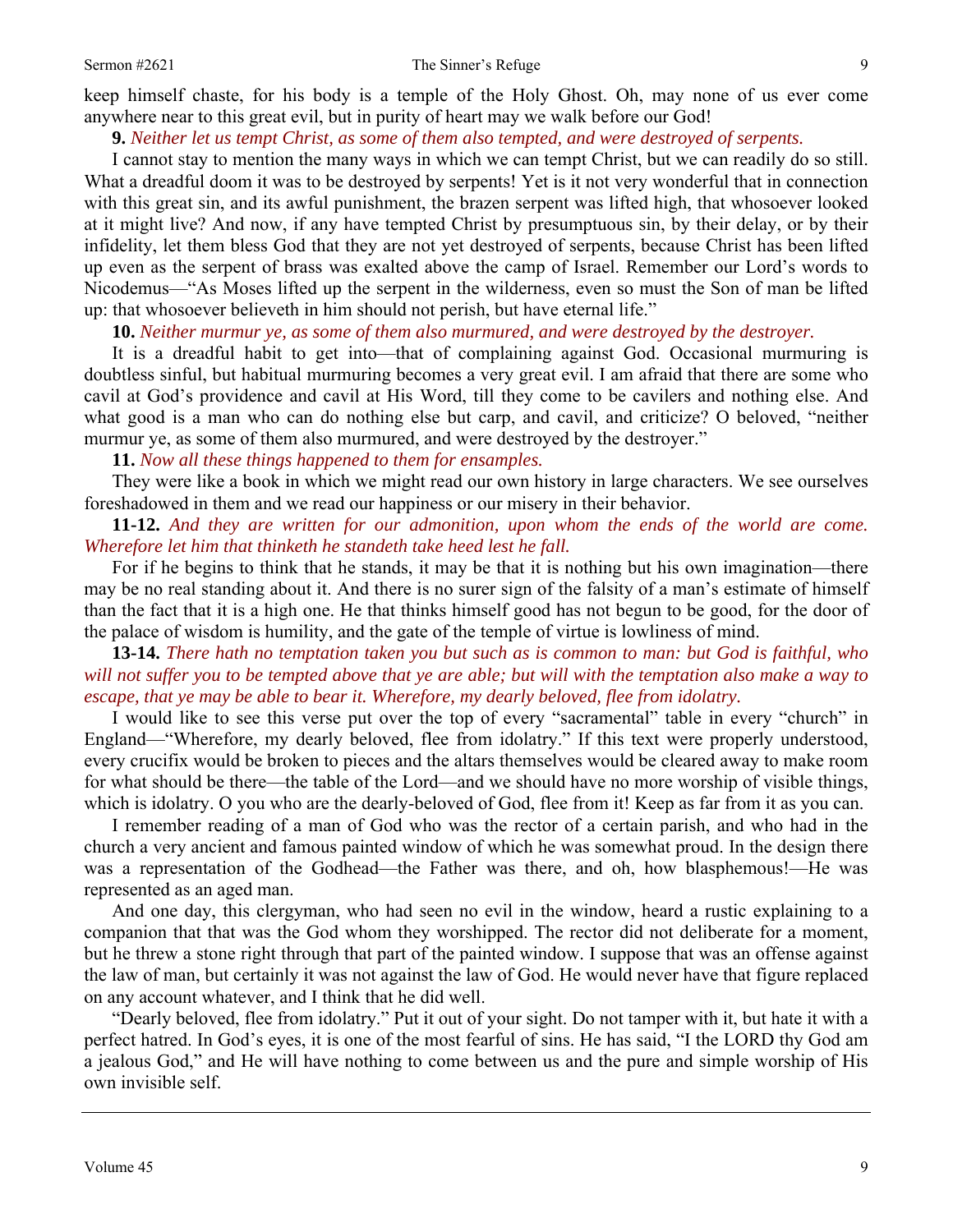keep himself chaste, for his body is a temple of the Holy Ghost. Oh, may none of us ever come anywhere near to this great evil, but in purity of heart may we walk before our God!

**9.** *Neither let us tempt Christ, as some of them also tempted, and were destroyed of serpents.*

I cannot stay to mention the many ways in which we can tempt Christ, but we can readily do so still. What a dreadful doom it was to be destroyed by serpents! Yet is it not very wonderful that in connection with this great sin, and its awful punishment, the brazen serpent was lifted high, that whosoever looked at it might live? And now, if any have tempted Christ by presumptuous sin, by their delay, or by their infidelity, let them bless God that they are not yet destroyed of serpents, because Christ has been lifted up even as the serpent of brass was exalted above the camp of Israel. Remember our Lord's words to Nicodemus—"As Moses lifted up the serpent in the wilderness, even so must the Son of man be lifted up: that whosoever believeth in him should not perish, but have eternal life."

**10.** *Neither murmur ye, as some of them also murmured, and were destroyed by the destroyer.*

It is a dreadful habit to get into—that of complaining against God. Occasional murmuring is doubtless sinful, but habitual murmuring becomes a very great evil. I am afraid that there are some who cavil at God's providence and cavil at His Word, till they come to be cavilers and nothing else. And what good is a man who can do nothing else but carp, and cavil, and criticize? O beloved, "neither murmur ye, as some of them also murmured, and were destroyed by the destroyer."

**11.** *Now all these things happened to them for ensamples.*

They were like a book in which we might read our own history in large characters. We see ourselves foreshadowed in them and we read our happiness or our misery in their behavior.

**11-12.** *And they are written for our admonition, upon whom the ends of the world are come. Wherefore let him that thinketh he standeth take heed lest he fall.*

For if he begins to think that he stands, it may be that it is nothing but his own imagination—there may be no real standing about it. And there is no surer sign of the falsity of a man's estimate of himself than the fact that it is a high one. He that thinks himself good has not begun to be good, for the door of the palace of wisdom is humility, and the gate of the temple of virtue is lowliness of mind.

**13-14.** *There hath no temptation taken you but such as is common to man: but God is faithful, who will not suffer you to be tempted above that ye are able; but will with the temptation also make a way to escape, that ye may be able to bear it. Wherefore, my dearly beloved, flee from idolatry.*

I would like to see this verse put over the top of every "sacramental" table in every "church" in England—"Wherefore, my dearly beloved, flee from idolatry." If this text were properly understood, every crucifix would be broken to pieces and the altars themselves would be cleared away to make room for what should be there—the table of the Lord—and we should have no more worship of visible things, which is idolatry. O you who are the dearly-beloved of God, flee from it! Keep as far from it as you can.

I remember reading of a man of God who was the rector of a certain parish, and who had in the church a very ancient and famous painted window of which he was somewhat proud. In the design there was a representation of the Godhead—the Father was there, and oh, how blasphemous!—He was represented as an aged man.

And one day, this clergyman, who had seen no evil in the window, heard a rustic explaining to a companion that that was the God whom they worshipped. The rector did not deliberate for a moment, but he threw a stone right through that part of the painted window. I suppose that was an offense against the law of man, but certainly it was not against the law of God. He would never have that figure replaced on any account whatever, and I think that he did well.

"Dearly beloved, flee from idolatry." Put it out of your sight. Do not tamper with it, but hate it with a perfect hatred. In God's eyes, it is one of the most fearful of sins. He has said, "I the LORD thy God am a jealous God," and He will have nothing to come between us and the pure and simple worship of His own invisible self.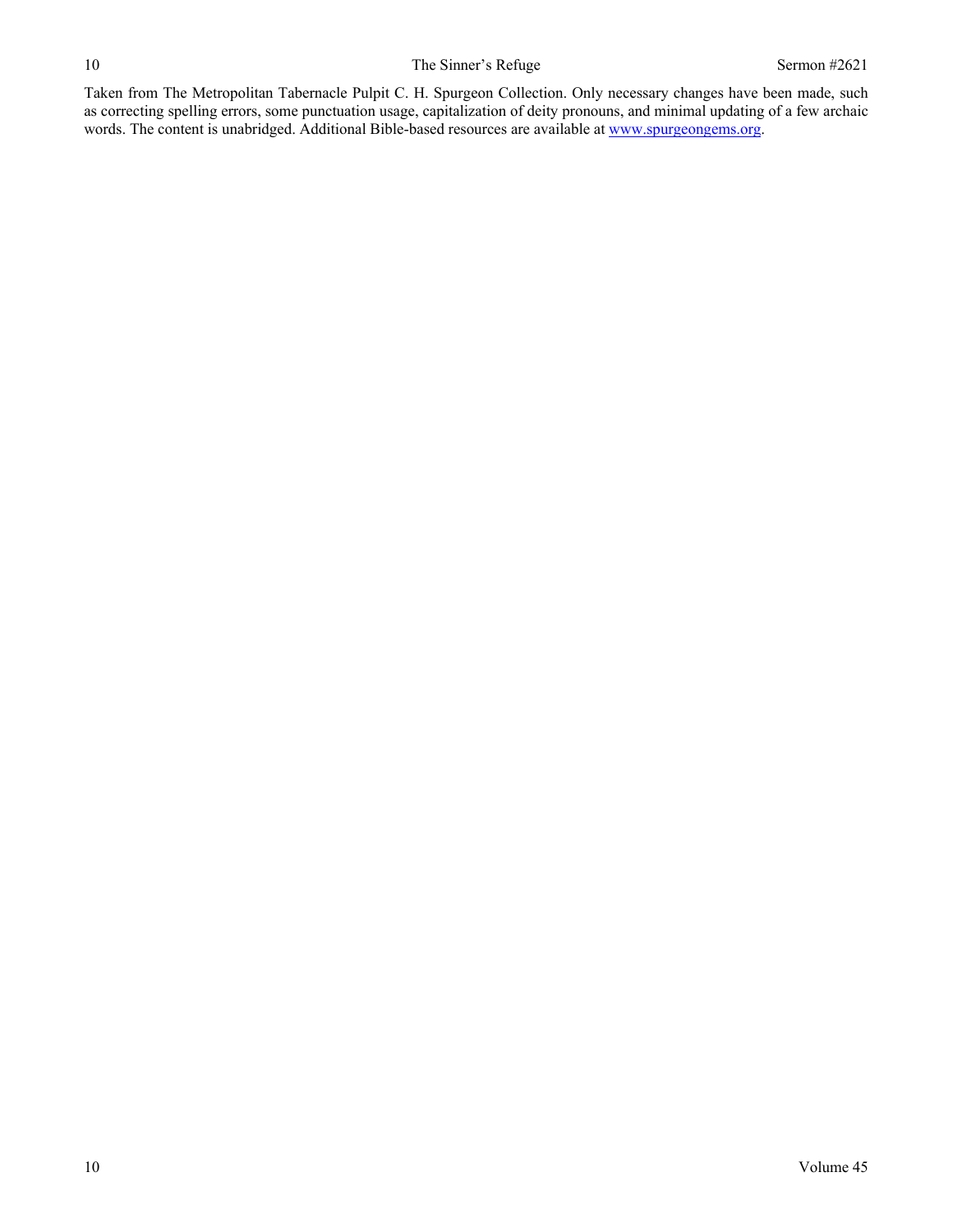Taken from The Metropolitan Tabernacle Pulpit C. H. Spurgeon Collection. Only necessary changes have been made, such as correcting spelling errors, some punctuation usage, capitalization of deity pronouns, and minimal updating of a few archaic words. The content is unabridged. Additional Bible-based resources are available at [www.spurgeongems.org](http://www.spurgeongems.org).